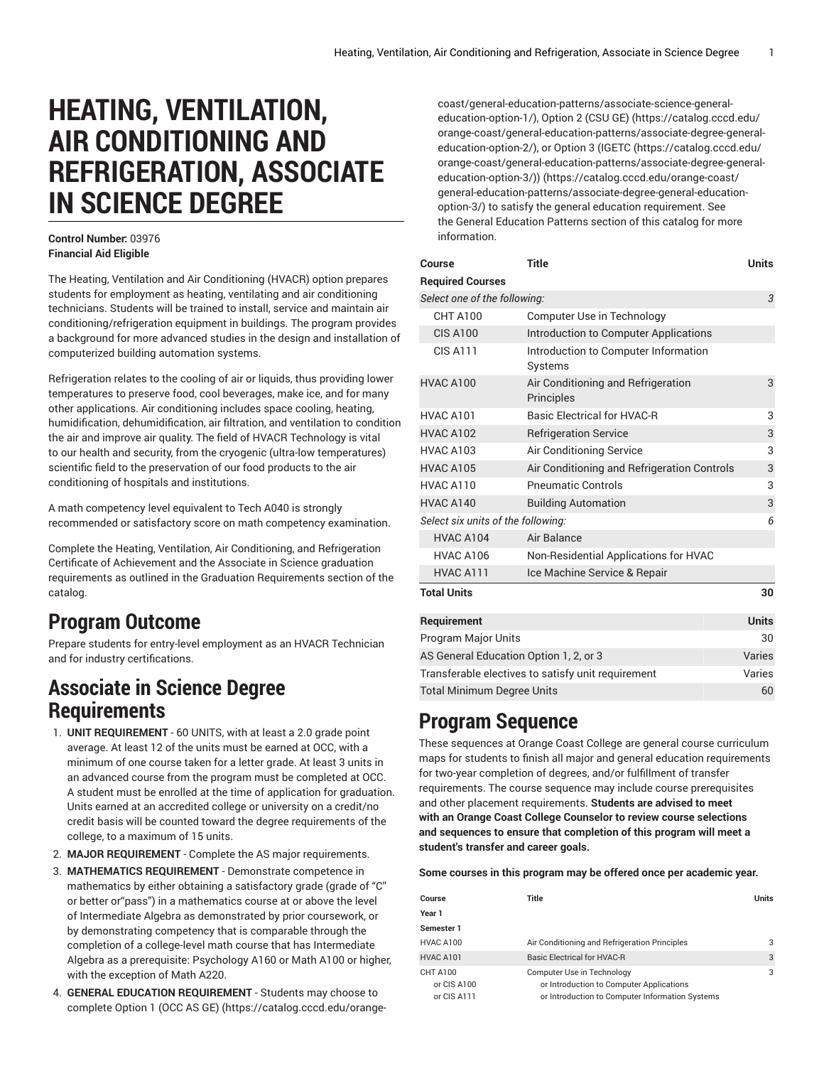# HEATING, VENTILATION, AIR CONDITIONING AND REFRIGERATION, ASSOCIATE IN SCIENCE DEGREE

**Control Number:** 03976
**Financial Aid Eligible**

The Heating, Ventilation and Air Conditioning (HVACR) option prepares students for employment as heating, ventilating and air conditioning technicians. Students will be trained to install, service and maintain air conditioning/refrigeration equipment in buildings. The program provides a background for more advanced studies in the design and installation of computerized building automation systems.

Refrigeration relates to the cooling of air or liquids, thus providing lower temperatures to preserve food, cool beverages, make ice, and for many other applications. Air conditioning includes space cooling, heating, humidification, dehumidification, air filtration, and ventilation to condition the air and improve air quality. The field of HVACR Technology is vital to our health and security, from the cryogenic (ultra-low temperatures) scientific field to the preservation of our food products to the air conditioning of hospitals and institutions.

A math competency level equivalent to Tech A040 is strongly recommended or satisfactory score on math competency examination.

Complete the Heating, Ventilation, Air Conditioning, and Refrigeration Certificate of Achievement and the Associate in Science graduation requirements as outlined in the Graduation Requirements section of the catalog.

## Program Outcome

Prepare students for entry-level employment as an HVACR Technician and for industry certifications.

## Associate in Science Degree Requirements

1. **UNIT REQUIREMENT** - 60 UNITS, with at least a 2.0 grade point average. At least 12 of the units must be earned at OCC, with a minimum of one course taken for a letter grade. At least 3 units in an advanced course from the program must be completed at OCC. A student must be enrolled at the time of application for graduation. Units earned at an accredited college or university on a credit/no credit basis will be counted toward the degree requirements of the college, to a maximum of 15 units.
2. **MAJOR REQUIREMENT** - Complete the AS major requirements.
3. **MATHEMATICS REQUIREMENT** - Demonstrate competence in mathematics by either obtaining a satisfactory grade (grade of "C" or better or"pass") in a mathematics course at or above the level of Intermediate Algebra as demonstrated by prior coursework, or by demonstrating competency that is comparable through the completion of a college-level math course that has Intermediate Algebra as a prerequisite: Psychology A160 or Math A100 or higher, with the exception of Math A220.
4. **GENERAL EDUCATION REQUIREMENT** - Students may choose to complete Option 1 (OCC AS GE) (https://catalog.cccd.edu/orange-coast/general-education-patterns/associate-science-general-education-option-1/), Option 2 (CSU GE) (https://catalog.cccd.edu/orange-coast/general-education-patterns/associate-degree-general-education-option-2/), or Option 3 (IGETC (https://catalog.cccd.edu/orange-coast/general-education-patterns/associate-degree-general-education-option-3/)) (https://catalog.cccd.edu/orange-coast/general-education-patterns/associate-degree-general-education-option-3/) to satisfy the general education requirement. See the General Education Patterns section of this catalog for more information.

| Course | Title | Units |
|---|---|---|
| **Required Courses** | | |
| *Select one of the following:* | | *3* |
| CHT A100 | Computer Use in Technology | |
| CIS A100 | Introduction to Computer Applications | |
| CIS A111 | Introduction to Computer Information Systems | |
| HVAC A100 | Air Conditioning and Refrigeration Principles | 3 |
| HVAC A101 | Basic Electrical for HVAC-R | 3 |
| HVAC A102 | Refrigeration Service | 3 |
| HVAC A103 | Air Conditioning Service | 3 |
| HVAC A105 | Air Conditioning and Refrigeration Controls | 3 |
| HVAC A110 | Pneumatic Controls | 3 |
| HVAC A140 | Building Automation | 3 |
| *Select six units of the following:* | | *6* |
| HVAC A104 | Air Balance | |
| HVAC A106 | Non-Residential Applications for HVAC | |
| HVAC A111 | Ice Machine Service & Repair | |
| **Total Units** | | **30** |

| Requirement | Units |
|---|---|
| Program Major Units | 30 |
| AS General Education Option 1, 2, or 3 | Varies |
| Transferable electives to satisfy unit requirement | Varies |
| Total Minimum Degree Units | 60 |

## Program Sequence

These sequences at Orange Coast College are general course curriculum maps for students to finish all major and general education requirements for two-year completion of degrees, and/or fulfillment of transfer requirements. The course sequence may include course prerequisites and other placement requirements. **Students are advised to meet with an Orange Coast College Counselor to review course selections and sequences to ensure that completion of this program will meet a student's transfer and career goals.**

**Some courses in this program may be offered once per academic year.**

| Course | Title | Units |
|---|---|---|
| **Year 1** | | |
| **Semester 1** | | |
| HVAC A100 | Air Conditioning and Refrigeration Principles | 3 |
| HVAC A101 | Basic Electrical for HVAC-R | 3 |
| CHT A100 or CIS A100 or CIS A111 | Computer Use in Technology or Introduction to Computer Applications or Introduction to Computer Information Systems | 3 |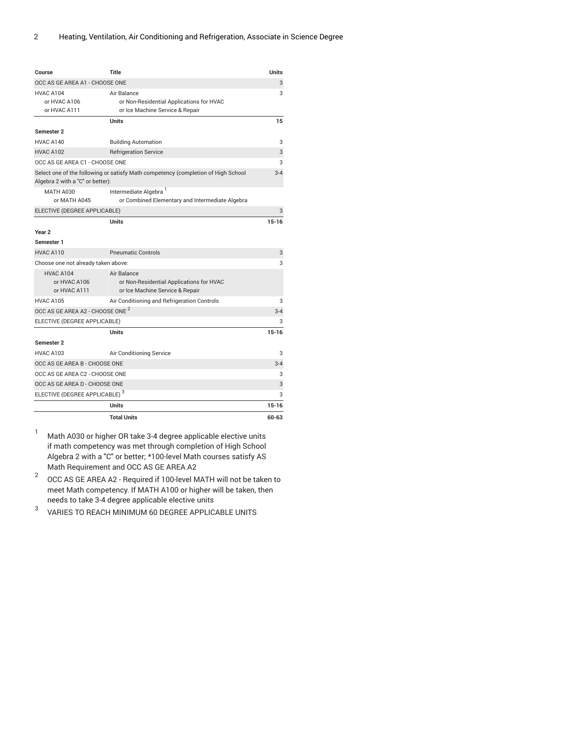| Course | Title | Units |
|---|---|---|
| OCC AS GE AREA A1 - CHOOSE ONE | | 3 |
| HVAC A104<br>or HVAC A106<br>or HVAC A111 | Air Balance<br>or Non-Residential Applications for HVAC<br>or Ice Machine Service & Repair | 3 |
| | **Units** | **15** |
| **Semester 2** | | |
| HVAC A140 | Building Automation | 3 |
| HVAC A102 | Refrigeration Service | 3 |
| OCC AS GE AREA C1 - CHOOSE ONE | | 3 |
| Select one of the following or satisfy Math competency (completion of High School Algebra 2 with a "C" or better): | | 3-4 |
| MATH A030<br>or MATH A045 | Intermediate Algebra [1]<br>or Combined Elementary and Intermediate Algebra | |
| ELECTIVE (DEGREE APPLICABLE) | | 3 |
| | **Units** | **15-16** |
| **Year 2** | | |
| **Semester 1** | | |
| HVAC A110 | Pneumatic Controls | 3 |
| Choose one not already taken above: | | 3 |
| HVAC A104<br>or HVAC A106<br>or HVAC A111 | Air Balance<br>or Non-Residential Applications for HVAC<br>or Ice Machine Service & Repair | |
| HVAC A105 | Air Conditioning and Refrigeration Controls | 3 |
| OCC AS GE AREA A2 - CHOOSE ONE [2] | | 3-4 |
| ELECTIVE (DEGREE APPLICABLE) | | 3 |
| | **Units** | **15-16** |
| **Semester 2** | | |
| HVAC A103 | Air Conditioning Service | 3 |
| OCC AS GE AREA B - CHOOSE ONE | | 3-4 |
| OCC AS GE AREA C2 - CHOOSE ONE | | 3 |
| OCC AS GE AREA D - CHOOSE ONE | | 3 |
| ELECTIVE (DEGREE APPLICABLE) [3] | | 3 |
| | **Units** | **15-16** |
| | **Total Units** | **60-63** |

[1] Math A030 or higher OR take 3-4 degree applicable elective units if math competency was met through completion of High School Algebra 2 with a "C" or better; *100-level Math courses satisfy AS Math Requirement and OCC AS GE AREA A2

[2] OCC AS GE AREA A2 - Required if 100-level MATH will not be taken to meet Math competency. If MATH A100 or higher will be taken, then needs to take 3-4 degree applicable elective units

[3] VARIES TO REACH MINIMUM 60 DEGREE APPLICABLE UNITS